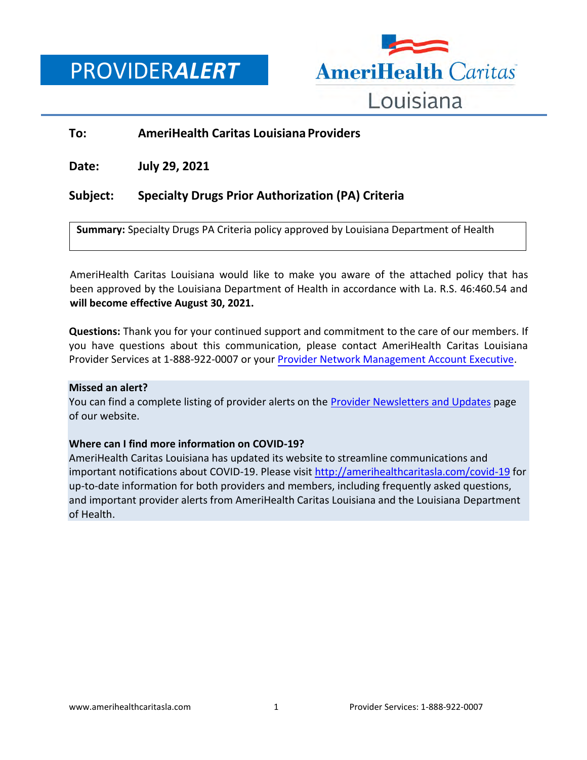# PROVIDER*ALERT*

AmeriHealth Caritas Louisiana

**To:** **AmeriHealth Caritas Louisiana Providers**

**Date:** **July 29, 2021**

**Subject:** **Specialty Drugs Prior Authorization (PA) Criteria**

**Summary:** Specialty Drugs PA Criteria policy approved by Louisiana Department of Health

AmeriHealth Caritas Louisiana would like to make you aware of the attached policy that has been approved by the Louisiana Department of Health in accordance with La. R.S. 46:460.54 and **will become effective August 30, 2021.**

**Questions:** Thank you for your continued support and commitment to the care of our members. If you have questions about this communication, please contact AmeriHealth Caritas Louisiana Provider Services at 1-888-922-0007 or your Provider Network Management Account Executive.

**Missed an alert?**
You can find a complete listing of provider alerts on the Provider Newsletters and Updates page of our website.

**Where can I find more information on COVID-19?**
AmeriHealth Caritas Louisiana has updated its website to streamline communications and important notifications about COVID-19. Please visit http://amerihealthcaritasla.com/covid-19 for up-to-date information for both providers and members, including frequently asked questions, and important provider alerts from AmeriHealth Caritas Louisiana and the Louisiana Department of Health.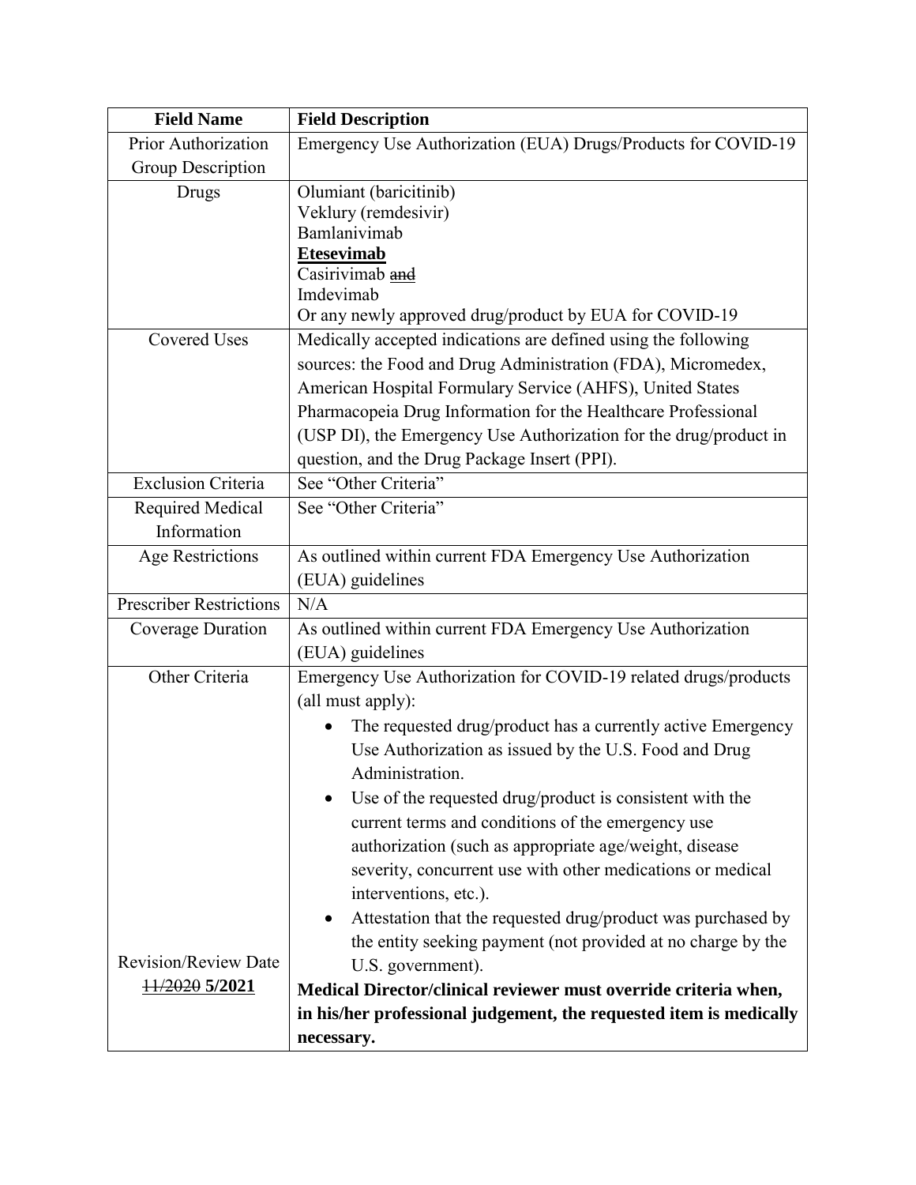| Field Name | Field Description |
|---|---|
| Prior Authorization Group Description | Emergency Use Authorization (EUA) Drugs/Products for COVID-19 |
| Drugs | Olumiant (baricitinib)<br>Veklury (remdesivir)<br>Bamlanivimab<br>**Etesevimab**<br>Casirivimab ~~and~~<br>Imdevimab<br>Or any newly approved drug/product by EUA for COVID-19 |
| Covered Uses | Medically accepted indications are defined using the following sources: the Food and Drug Administration (FDA), Micromedex, American Hospital Formulary Service (AHFS), United States Pharmacopeia Drug Information for the Healthcare Professional (USP DI), the Emergency Use Authorization for the drug/product in question, and the Drug Package Insert (PPI). |
| Exclusion Criteria | See "Other Criteria" |
| Required Medical Information | See "Other Criteria" |
| Age Restrictions | As outlined within current FDA Emergency Use Authorization (EUA) guidelines |
| Prescriber Restrictions | N/A |
| Coverage Duration | As outlined within current FDA Emergency Use Authorization (EUA) guidelines |
| Other Criteria | Emergency Use Authorization for COVID-19 related drugs/products (all must apply):<br>• The requested drug/product has a currently active Emergency Use Authorization as issued by the U.S. Food and Drug Administration.<br>• Use of the requested drug/product is consistent with the current terms and conditions of the emergency use authorization (such as appropriate age/weight, disease severity, concurrent use with other medications or medical interventions, etc.).<br>• Attestation that the requested drug/product was purchased by the entity seeking payment (not provided at no charge by the U.S. government).<br>**Medical Director/clinical reviewer must override criteria when, in his/her professional judgement, the requested item is medically necessary.** |
| Revision/Review Date ~~11/2020~~ **5/2021** | |